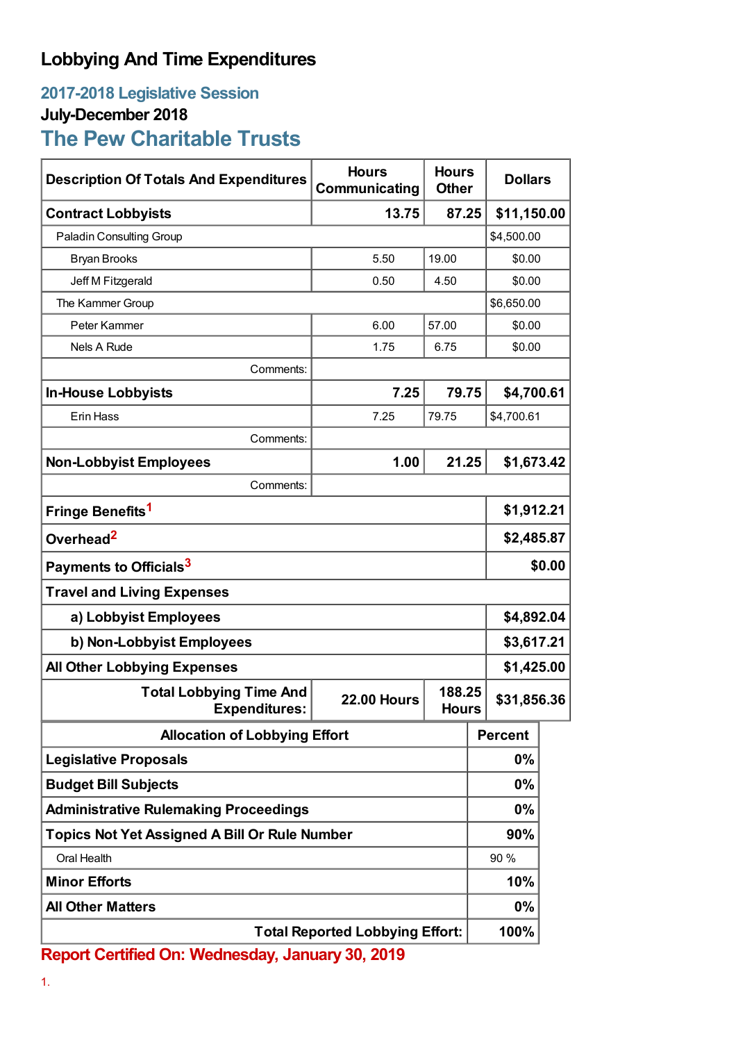# Lobbying And Time Expenditures

## 2017-2018 Legislative Session

### July-December 2018

## The Pew Charitable Trusts

| Description Of Totals And Expenditures | Hours Communicating | Hours Other | Dollars |
|---|---|---|---|
| **Contract Lobbyists** | **13.75** | **87.25** | **$11,150.00** |
| Paladin Consulting Group | | | $4,500.00 |
| Bryan Brooks | 5.50 | 19.00 | $0.00 |
| Jeff M Fitzgerald | 0.50 | 4.50 | $0.00 |
| The Kammer Group | | | $6,650.00 |
| Peter Kammer | 6.00 | 57.00 | $0.00 |
| Nels A Rude | 1.75 | 6.75 | $0.00 |
| Comments: | | | |
| **In-House Lobbyists** | **7.25** | **79.75** | **$4,700.61** |
| Erin Hass | 7.25 | 79.75 | $4,700.61 |
| Comments: | | | |
| **Non-Lobbyist Employees** | **1.00** | **21.25** | **$1,673.42** |
| Comments: | | | |
| **Fringe Benefits**[1] | | | **$1,912.21** |
| **Overhead**[2] | | | **$2,485.87** |
| **Payments to Officials**[3] | | | **$0.00** |
| **Travel and Living Expenses** | | | |
| **a) Lobbyist Employees** | | | **$4,892.04** |
| **b) Non-Lobbyist Employees** | | | **$3,617.21** |
| **All Other Lobbying Expenses** | | | **$1,425.00** |
| **Total Lobbying Time And Expenditures:** | **22.00 Hours** | **188.25 Hours** | **$31,856.36** |

| Allocation of Lobbying Effort | Percent |
|---|---|
| **Legislative Proposals** | **0%** |
| **Budget Bill Subjects** | **0%** |
| **Administrative Rulemaking Proceedings** | **0%** |
| **Topics Not Yet Assigned A Bill Or Rule Number** | **90%** |
| Oral Health | 90 % |
| **Minor Efforts** | **10%** |
| **All Other Matters** | **0%** |
| **Total Reported Lobbying Effort:** | **100%** |

**Report Certified On: Wednesday, January 30, 2019**

1.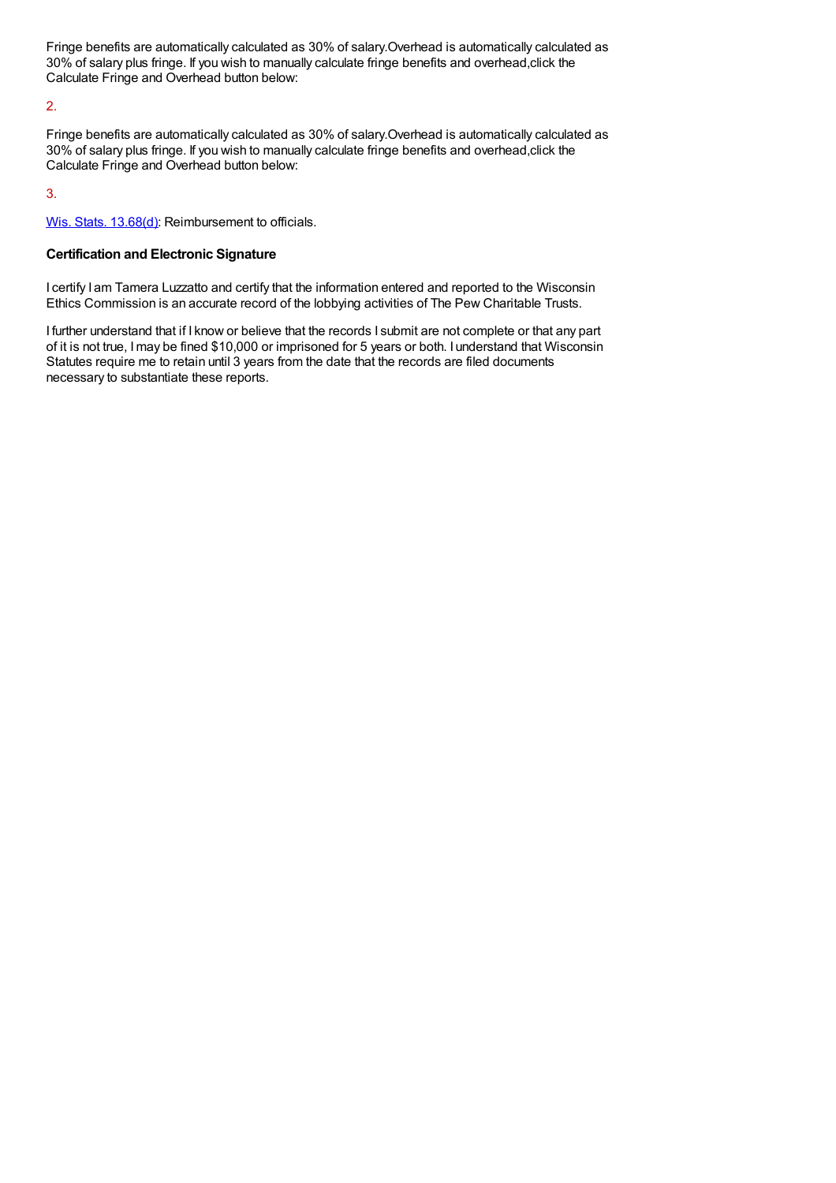Fringe benefits are automatically calculated as 30% of salary.Overhead is automatically calculated as 30% of salary plus fringe. If you wish to manually calculate fringe benefits and overhead,click the Calculate Fringe and Overhead button below:

2.

Fringe benefits are automatically calculated as 30% of salary.Overhead is automatically calculated as 30% of salary plus fringe. If you wish to manually calculate fringe benefits and overhead,click the Calculate Fringe and Overhead button below:

3.

Wis. Stats. 13.68(d): Reimbursement to officials.

**Certification and Electronic Signature**

I certify I am Tamera Luzzatto and certify that the information entered and reported to the Wisconsin Ethics Commission is an accurate record of the lobbying activities of The Pew Charitable Trusts.

I further understand that if I know or believe that the records I submit are not complete or that any part of it is not true, I may be fined $10,000 or imprisoned for 5 years or both. I understand that Wisconsin Statutes require me to retain until 3 years from the date that the records are filed documents necessary to substantiate these reports.